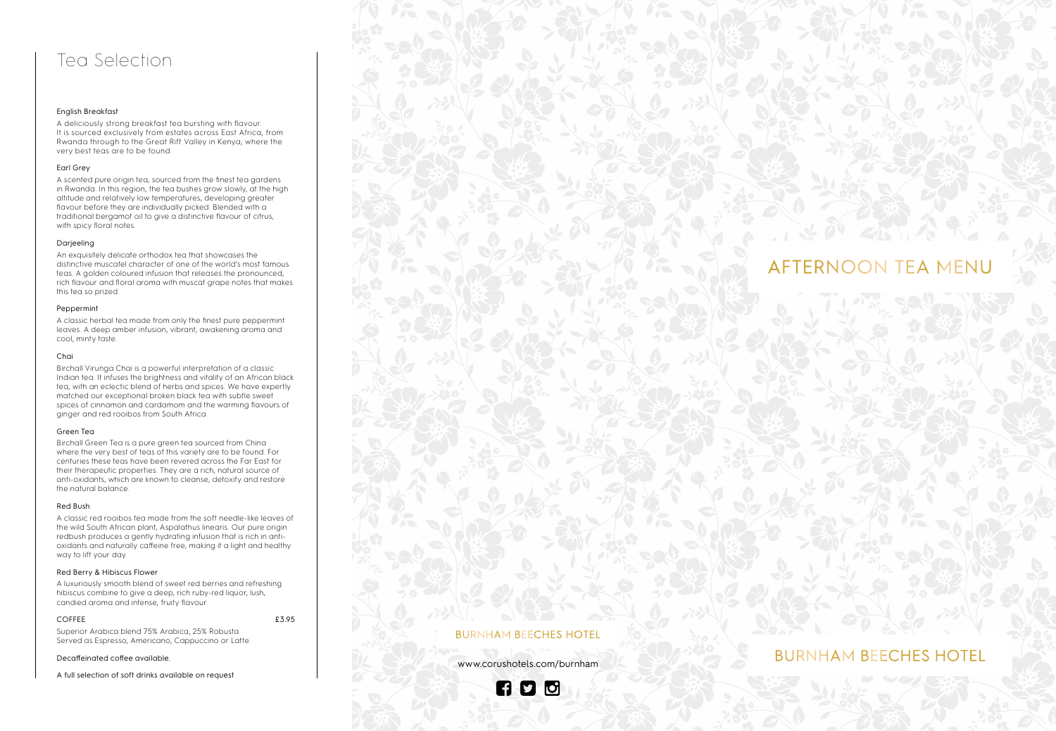# Tea Selection

### English Breakfast

A deliciously strong breakfast tea bursting with flavour. It is sourced exclusively from estates across East Africa, from Rwanda through to the Great Rift Valley in Kenya, where the very best teas are to be found.

### Earl Grey

A scented pure origin tea, sourced from the finest tea gardens in Rwanda. In this region, the tea bushes grow slowly, at the high altitude and relatively low temperatures, developing greater flavour before they are individually picked. Blended with a traditional bergamot oil to give a distinctive flavour of citrus, with spicy floral notes.

### Darjeeling

An exquisitely delicate orthodox tea that showcases the distinctive muscatel character of one of the world's most famous teas. A golden coloured infusion that releases the pronounced, rich flavour and floral aroma with muscat grape notes that makes this tea so prized.

### Peppermint

A classic herbal tea made from only the finest pure peppermint leaves. A deep amber infusion, vibrant, awakening aroma and cool, minty taste.

### Chai

Birchall Virunga Chai is a powerful interpretation of a classic Indian tea. It infuses the brightness and vitality of an African black tea, with an eclectic blend of herbs and spices. We have expertly matched our exceptional broken black tea with subtle sweet spices of cinnamon and cardamom and the warming flavours of ginger and red rooibos from South Africa.

### Green Tea

Birchall Green Tea is a pure green tea sourced from China where the very best of teas of this variety are to be found. For centuries these teas have been revered across the Far East for their therapeutic properties. They are a rich, natural source of anti-oxidants, which are known to cleanse, detoxify and restore the natural balance.

### Red Bush

A classic red rooibos tea made from the soft needle-like leaves of the wild South African plant, Aspalathus linearis. Our pure origin redbush produces a gently hydrating infusion that is rich in anti-oxidants and naturally caffeine free, making it a light and healthy way to lift your day.

### Red Berry & Hibiscus Flower

A luxuriously smooth blend of sweet red berries and refreshing hibiscus combine to give a deep, rich ruby-red liquor, lush, candied aroma and intense, fruity flavour.

### COFFEE £3.95

Superior Arabica blend 75% Arabica, 25% Robusta
Served as Espresso, Americano, Cappuccino or Latte.

Decaffeinated coffee available.

A full selection of soft drinks available on request

BURNHAM BEECHES HOTEL

www.corushotels.com/burnham

# AFTERNOON TEA MENU

BURNHAM BEECHES HOTEL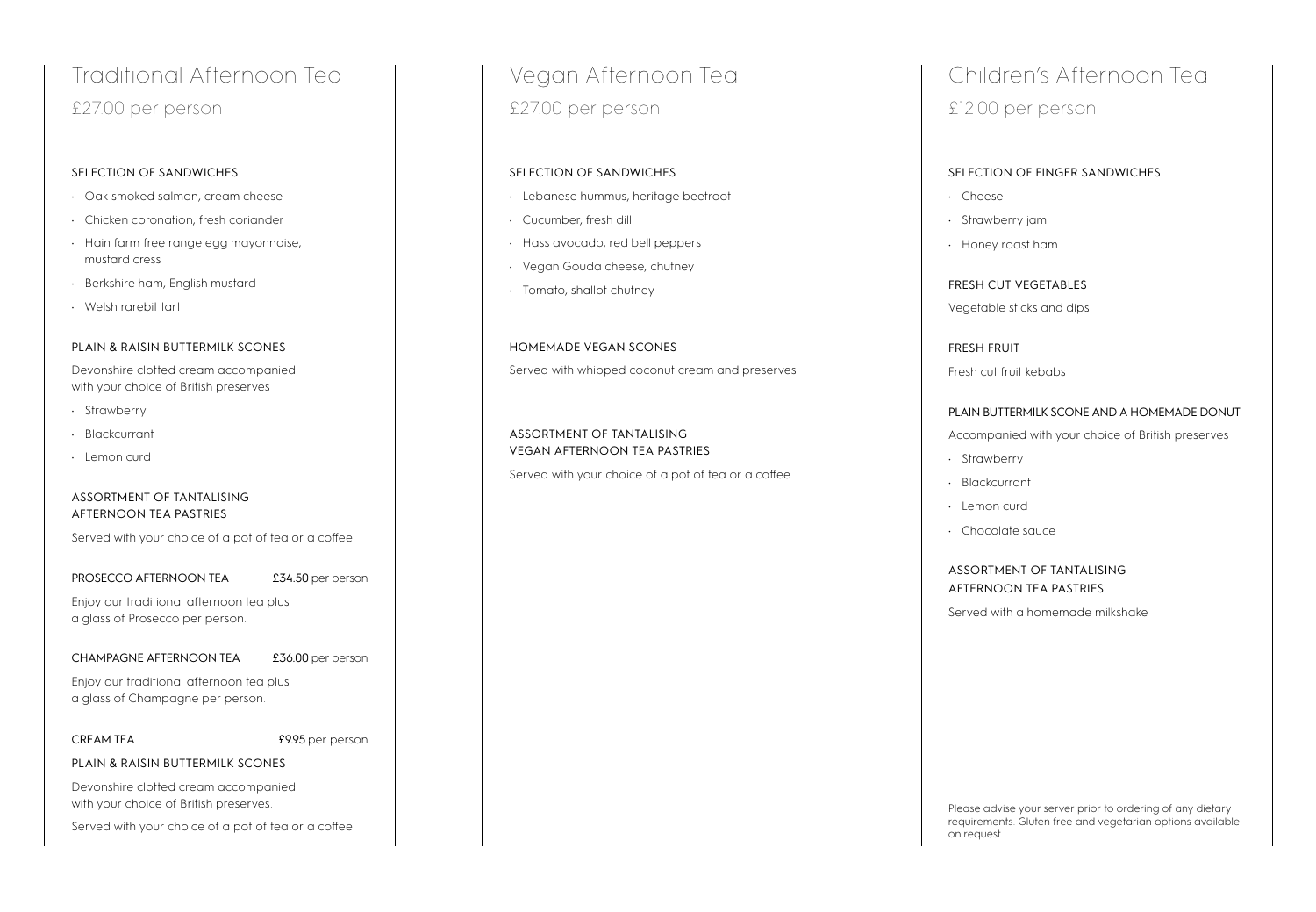# Traditional Afternoon Tea

£27.00 per person

### SELECTION OF SANDWICHES

- Oak smoked salmon, cream cheese
- Chicken coronation, fresh coriander
- Hain farm free range egg mayonnaise, mustard cress
- Berkshire ham, English mustard
- Welsh rarebit tart

### PLAIN & RAISIN BUTTERMILK SCONES

Devonshire clotted cream accompanied with your choice of British preserves

- Strawberry
- Blackcurrant
- Lemon curd

### ASSORTMENT OF TANTALISING AFTERNOON TEA PASTRIES

Served with your choice of a pot of tea or a coffee

### PROSECCO AFTERNOON TEA — £34.50 per person

Enjoy our traditional afternoon tea plus a glass of Prosecco per person.

### CHAMPAGNE AFTERNOON TEA — £36.00 per person

Enjoy our traditional afternoon tea plus a glass of Champagne per person.

### CREAM TEA — £9.95 per person

### PLAIN & RAISIN BUTTERMILK SCONES

Devonshire clotted cream accompanied with your choice of British preserves.

Served with your choice of a pot of tea or a coffee

# Vegan Afternoon Tea

£27.00 per person

### SELECTION OF SANDWICHES

- Lebanese hummus, heritage beetroot
- Cucumber, fresh dill
- Hass avocado, red bell peppers
- Vegan Gouda cheese, chutney
- Tomato, shallot chutney

### HOMEMADE VEGAN SCONES

Served with whipped coconut cream and preserves

### ASSORTMENT OF TANTALISING VEGAN AFTERNOON TEA PASTRIES

Served with your choice of a pot of tea or a coffee

# Children's Afternoon Tea

£12.00 per person

### SELECTION OF FINGER SANDWICHES

- Cheese
- Strawberry jam
- Honey roast ham

### FRESH CUT VEGETABLES

Vegetable sticks and dips

### FRESH FRUIT

Fresh cut fruit kebabs

### PLAIN BUTTERMILK SCONE AND A HOMEMADE DONUT

Accompanied with your choice of British preserves

- Strawberry
- Blackcurrant
- Lemon curd
- Chocolate sauce

### ASSORTMENT OF TANTALISING AFTERNOON TEA PASTRIES

Served with a homemade milkshake

Please advise your server prior to ordering of any dietary requirements. Gluten free and vegetarian options available on request